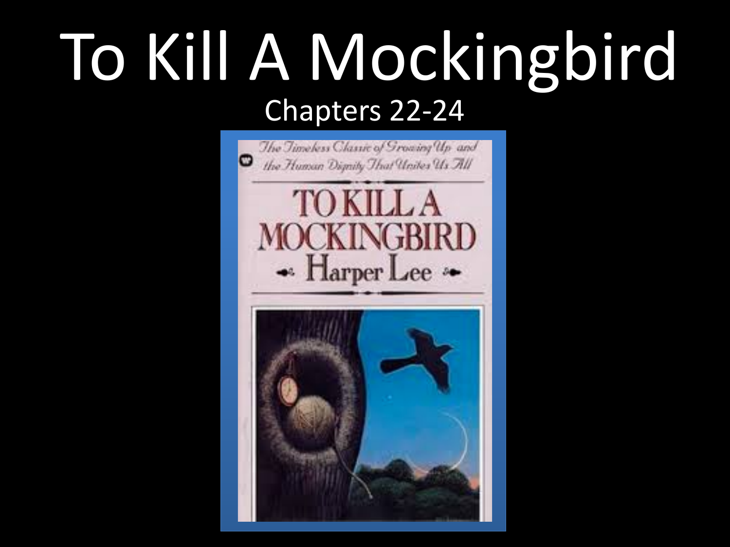# To Kill A Mockingbird

Chapters 22-24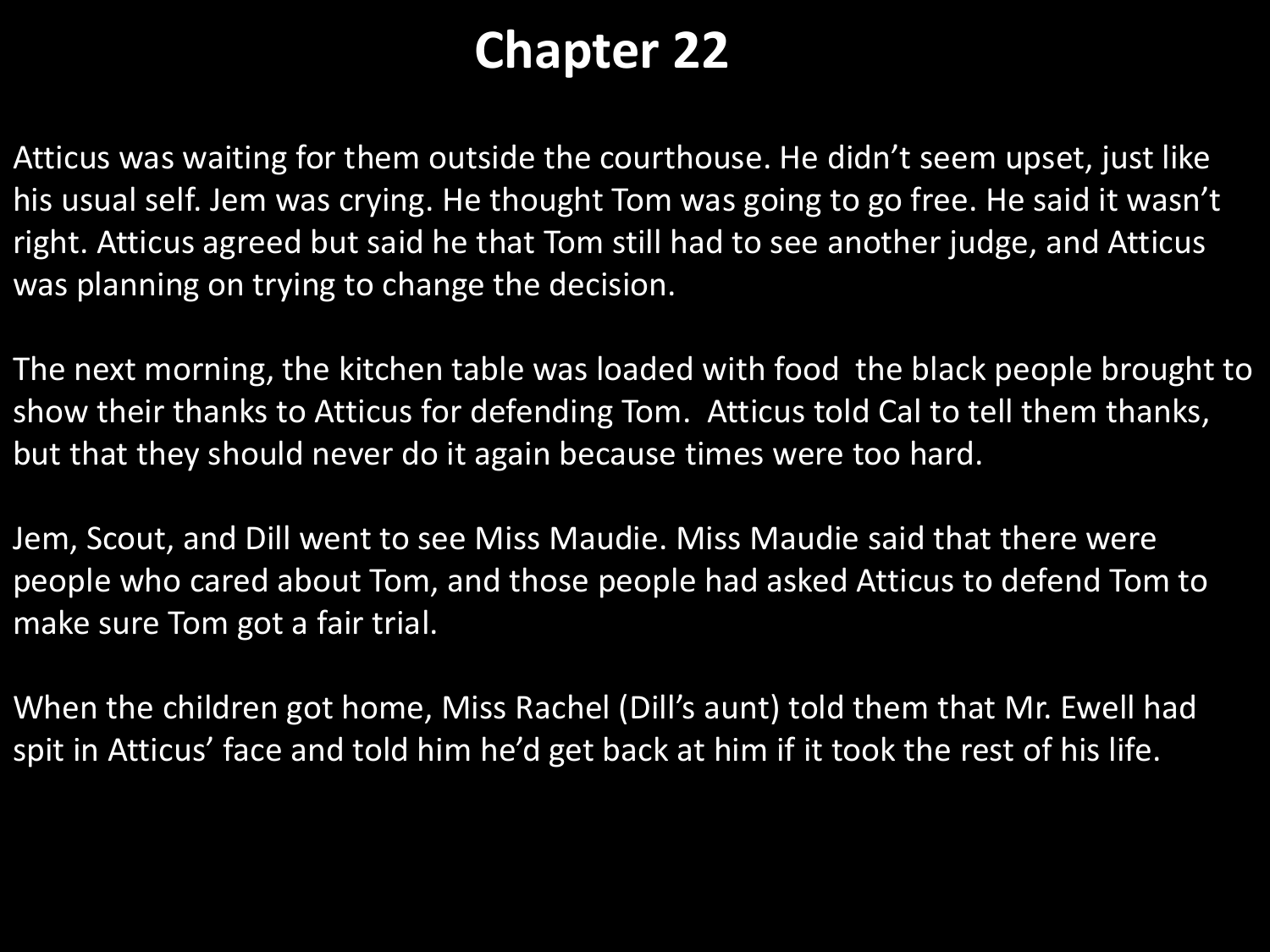# Chapter 22

Atticus was waiting for them outside the courthouse. He didn't seem upset, just like his usual self. Jem was crying. He thought Tom was going to go free. He said it wasn't right. Atticus agreed but said he that Tom still had to see another judge, and Atticus was planning on trying to change the decision.

The next morning, the kitchen table was loaded with food the black people brought to show their thanks to Atticus for defending Tom. Atticus told Cal to tell them thanks, but that they should never do it again because times were too hard.

Jem, Scout, and Dill went to see Miss Maudie. Miss Maudie said that there were people who cared about Tom, and those people had asked Atticus to defend Tom to make sure Tom got a fair trial.

When the children got home, Miss Rachel (Dill's aunt) told them that Mr. Ewell had spit in Atticus' face and told him he'd get back at him if it took the rest of his life.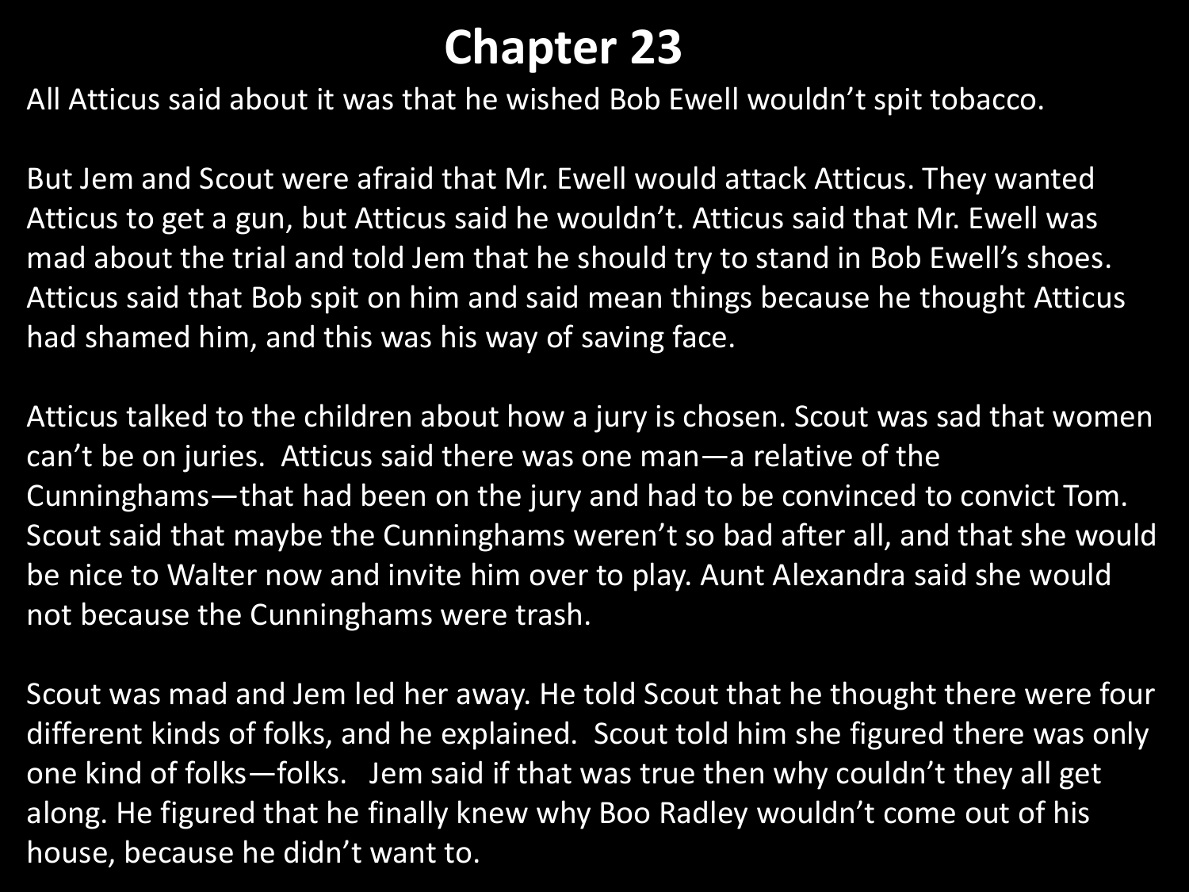# Chapter 23

All Atticus said about it was that he wished Bob Ewell wouldn't spit tobacco.

But Jem and Scout were afraid that Mr. Ewell would attack Atticus. They wanted Atticus to get a gun, but Atticus said he wouldn't. Atticus said that Mr. Ewell was mad about the trial and told Jem that he should try to stand in Bob Ewell's shoes. Atticus said that Bob spit on him and said mean things because he thought Atticus had shamed him, and this was his way of saving face.

Atticus talked to the children about how a jury is chosen. Scout was sad that women can't be on juries. Atticus said there was one man—a relative of the Cunninghams—that had been on the jury and had to be convinced to convict Tom. Scout said that maybe the Cunninghams weren't so bad after all, and that she would be nice to Walter now and invite him over to play. Aunt Alexandra said she would not because the Cunninghams were trash.

Scout was mad and Jem led her away. He told Scout that he thought there were four different kinds of folks, and he explained. Scout told him she figured there was only one kind of folks—folks. Jem said if that was true then why couldn't they all get along. He figured that he finally knew why Boo Radley wouldn't come out of his house, because he didn't want to.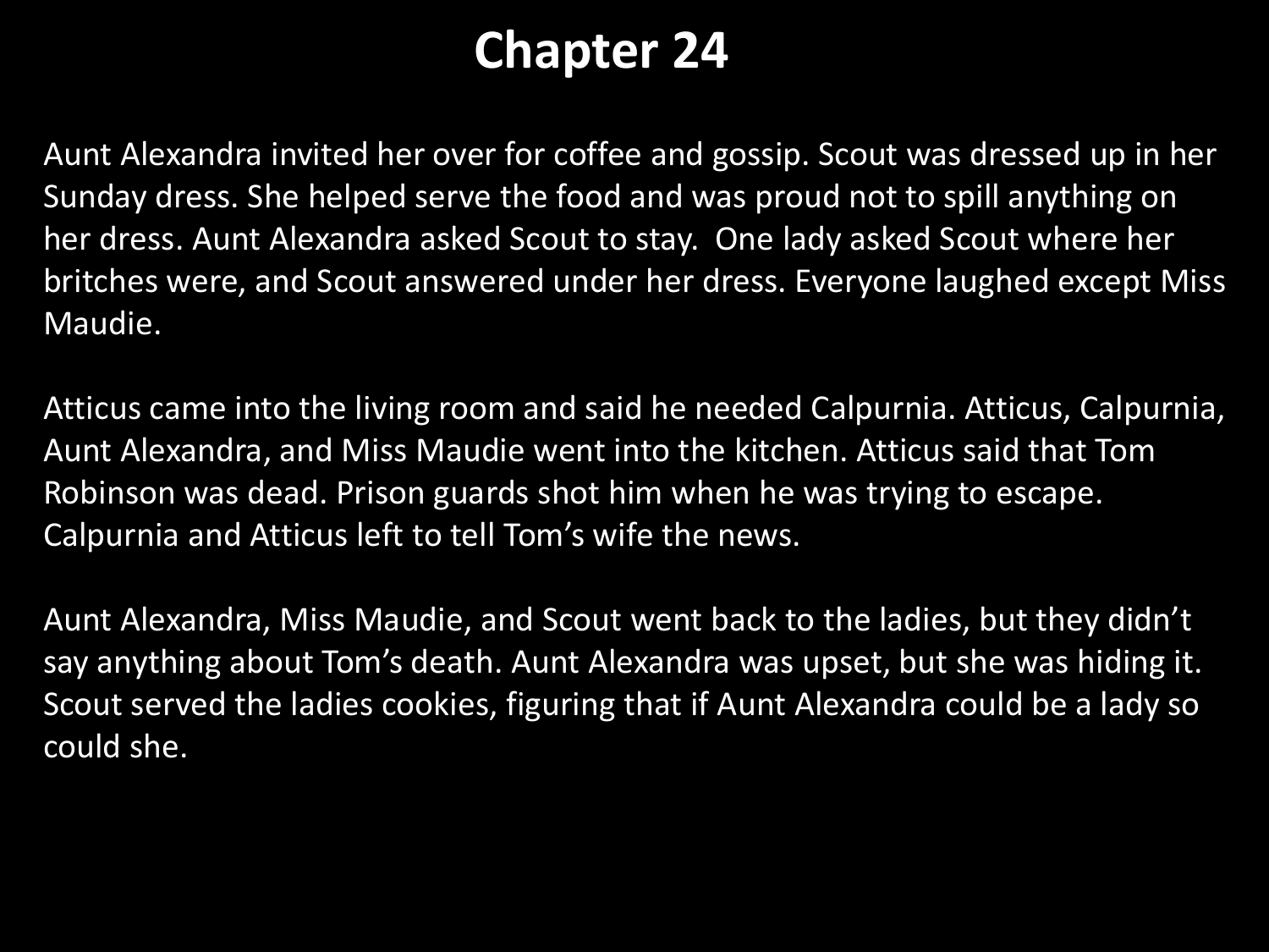# Chapter 24

Aunt Alexandra invited her over for coffee and gossip. Scout was dressed up in her Sunday dress. She helped serve the food and was proud not to spill anything on her dress. Aunt Alexandra asked Scout to stay. One lady asked Scout where her britches were, and Scout answered under her dress. Everyone laughed except Miss Maudie.

Atticus came into the living room and said he needed Calpurnia. Atticus, Calpurnia, Aunt Alexandra, and Miss Maudie went into the kitchen. Atticus said that Tom Robinson was dead. Prison guards shot him when he was trying to escape. Calpurnia and Atticus left to tell Tom's wife the news.

Aunt Alexandra, Miss Maudie, and Scout went back to the ladies, but they didn't say anything about Tom's death. Aunt Alexandra was upset, but she was hiding it. Scout served the ladies cookies, figuring that if Aunt Alexandra could be a lady so could she.